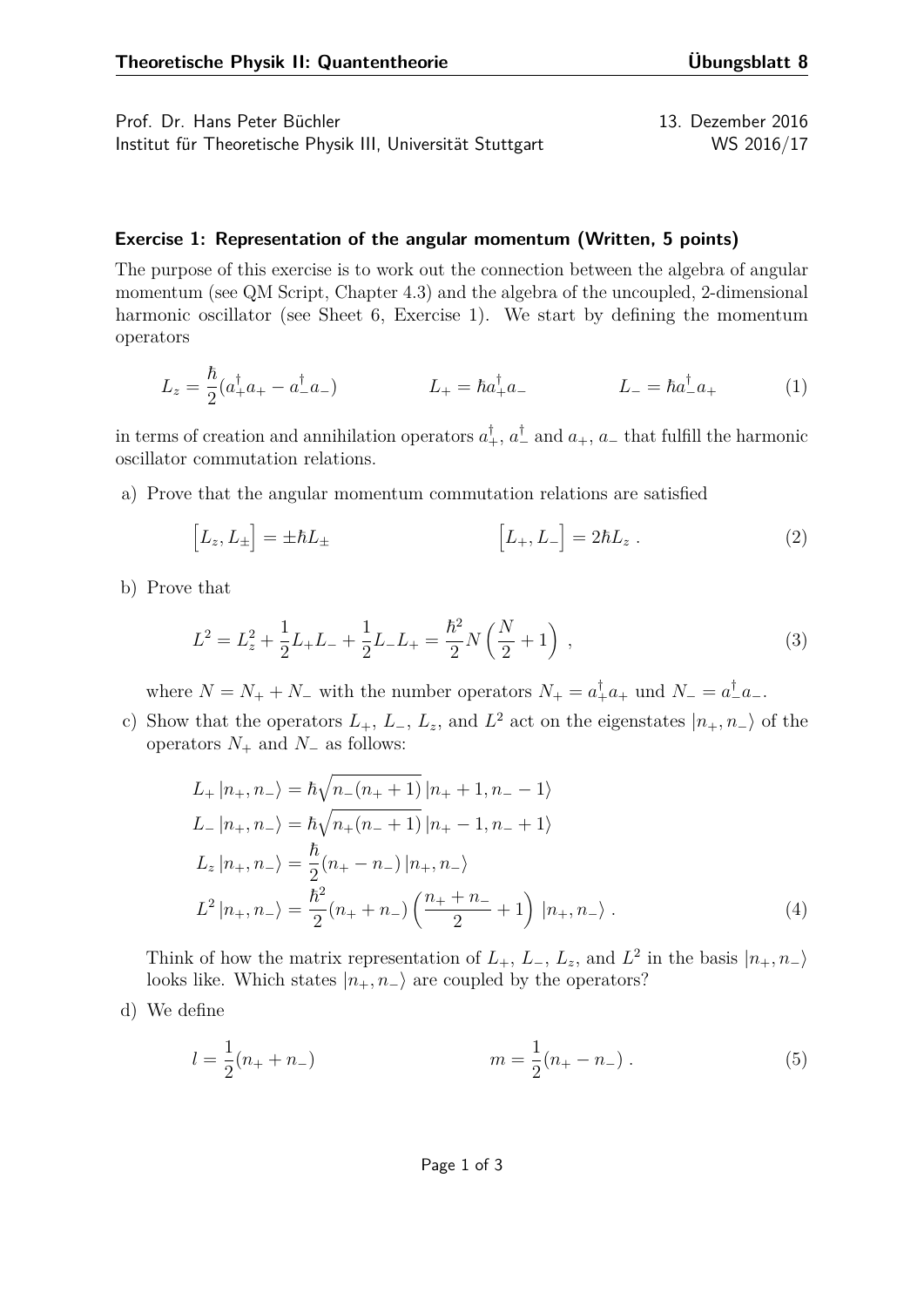Prof. Dr. Hans Peter Büchler — 13. Dezember 2016
Institut für Theoretische Physik III, Universität Stuttgart — WS 2016/17

### Exercise 1: Representation of the angular momentum (Written, 5 points)

The purpose of this exercise is to work out the connection between the algebra of angular momentum (see QM Script, Chapter 4.3) and the algebra of the uncoupled, 2-dimensional harmonic oscillator (see Sheet 6, Exercise 1). We start by defining the momentum operators

$$L_z = \frac{\hbar}{2}(a_+^\dagger a_+ - a_-^\dagger a_-) \qquad L_+ = \hbar a_+^\dagger a_- \qquad L_- = \hbar a_-^\dagger a_+ \tag{1}$$

in terms of creation and annihilation operators $a_+^\dagger$, $a_-^\dagger$ and $a_+$, $a_-$ that fulfill the harmonic oscillator commutation relations.

a) Prove that the angular momentum commutation relations are satisfied

$$\left[L_z, L_\pm\right] = \pm\hbar L_\pm \qquad \left[L_+, L_-\right] = 2\hbar L_z\,. \tag{2}$$

b) Prove that

$$L^2 = L_z^2 + \frac{1}{2}L_+L_- + \frac{1}{2}L_-L_+ = \frac{\hbar^2}{2}N\left(\frac{N}{2}+1\right)\,, \tag{3}$$

where $N = N_+ + N_-$ with the number operators $N_+ = a_+^\dagger a_+$ und $N_- = a_-^\dagger a_-$.

c) Show that the operators $L_+$, $L_-$, $L_z$, and $L^2$ act on the eigenstates $|n_+, n_-\rangle$ of the operators $N_+$ and $N_-$ as follows:

$$\begin{aligned}
L_+\left|n_+, n_-\right\rangle &= \hbar\sqrt{n_-(n_+ + 1)}\left|n_+ + 1, n_- - 1\right\rangle \\
L_-\left|n_+, n_-\right\rangle &= \hbar\sqrt{n_+(n_- + 1)}\left|n_+ - 1, n_- + 1\right\rangle \\
L_z\left|n_+, n_-\right\rangle &= \frac{\hbar}{2}(n_+ - n_-)\left|n_+, n_-\right\rangle \\
L^2\left|n_+, n_-\right\rangle &= \frac{\hbar^2}{2}(n_+ + n_-)\left(\frac{n_+ + n_-}{2} + 1\right)\left|n_+, n_-\right\rangle\,.
\end{aligned} \tag{4}$$

Think of how the matrix representation of $L_+$, $L_-$, $L_z$, and $L^2$ in the basis $|n_+, n_-\rangle$ looks like. Which states $|n_+, n_-\rangle$ are coupled by the operators?

d) We define

$$l = \frac{1}{2}(n_+ + n_-) \qquad m = \frac{1}{2}(n_+ - n_-)\,. \tag{5}$$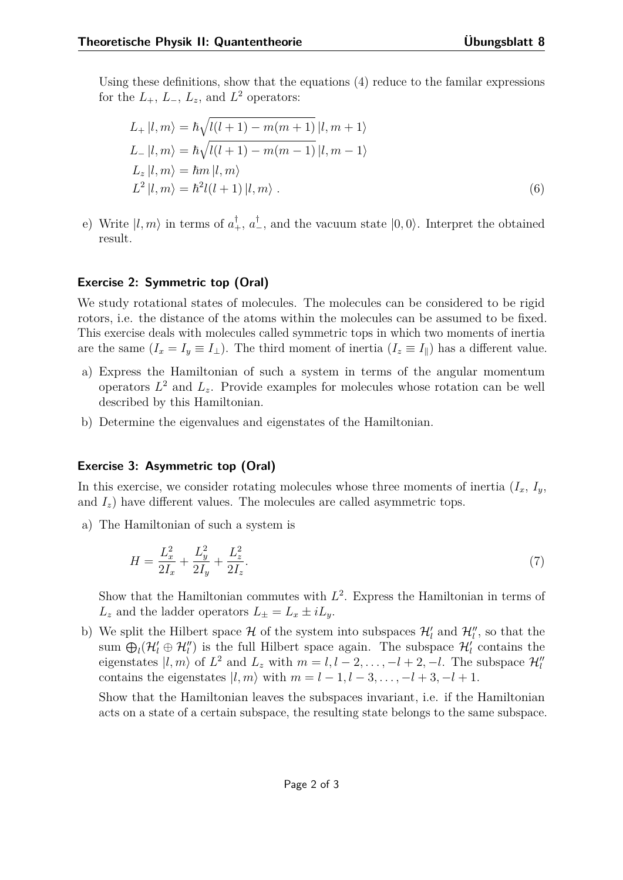Using these definitions, show that the equations (4) reduce to the familar expressions for the $L_+$, $L_-$, $L_z$, and $L^2$ operators:

$$
\begin{aligned}
L_+ |l,m\rangle &= \hbar\sqrt{l(l+1) - m(m+1)}\, |l, m+1\rangle \\
L_- |l,m\rangle &= \hbar\sqrt{l(l+1) - m(m-1)}\, |l, m-1\rangle \\
L_z |l,m\rangle &= \hbar m\, |l,m\rangle \\
L^2 |l,m\rangle &= \hbar^2 l(l+1)\, |l,m\rangle \,.
\end{aligned}
\tag{6}
$$

e) Write $|l,m\rangle$ in terms of $a_+^\dagger$, $a_-^\dagger$, and the vacuum state $|0,0\rangle$. Interpret the obtained result.

### Exercise 2: Symmetric top (Oral)

We study rotational states of molecules. The molecules can be considered to be rigid rotors, i.e. the distance of the atoms within the molecules can be assumed to be fixed. This exercise deals with molecules called symmetric tops in which two moments of inertia are the same ($I_x = I_y \equiv I_\perp$). The third moment of inertia ($I_z \equiv I_\parallel$) has a different value.

a) Express the Hamiltonian of such a system in terms of the angular momentum operators $L^2$ and $L_z$. Provide examples for molecules whose rotation can be well described by this Hamiltonian.

b) Determine the eigenvalues and eigenstates of the Hamiltonian.

### Exercise 3: Asymmetric top (Oral)

In this exercise, we consider rotating molecules whose three moments of inertia ($I_x$, $I_y$, and $I_z$) have different values. The molecules are called asymmetric tops.

a) The Hamiltonian of such a system is

$$
H = \frac{L_x^2}{2I_x} + \frac{L_y^2}{2I_y} + \frac{L_z^2}{2I_z}. \tag{7}
$$

Show that the Hamiltonian commutes with $L^2$. Express the Hamiltonian in terms of $L_z$ and the ladder operators $L_\pm = L_x \pm iL_y$.

b) We split the Hilbert space $\mathcal{H}$ of the system into subspaces $\mathcal{H}_l'$ and $\mathcal{H}_l''$, so that the sum $\bigoplus_l (\mathcal{H}_l' \oplus \mathcal{H}_l'')$ is the full Hilbert space again. The subspace $\mathcal{H}_l'$ contains the eigenstates $|l,m\rangle$ of $L^2$ and $L_z$ with $m = l, l-2, \ldots, -l+2, -l$. The subspace $\mathcal{H}_l''$ contains the eigenstates $|l,m\rangle$ with $m = l-1, l-3, \ldots, -l+3, -l+1$.

Show that the Hamiltonian leaves the subspaces invariant, i.e. if the Hamiltonian acts on a state of a certain subspace, the resulting state belongs to the same subspace.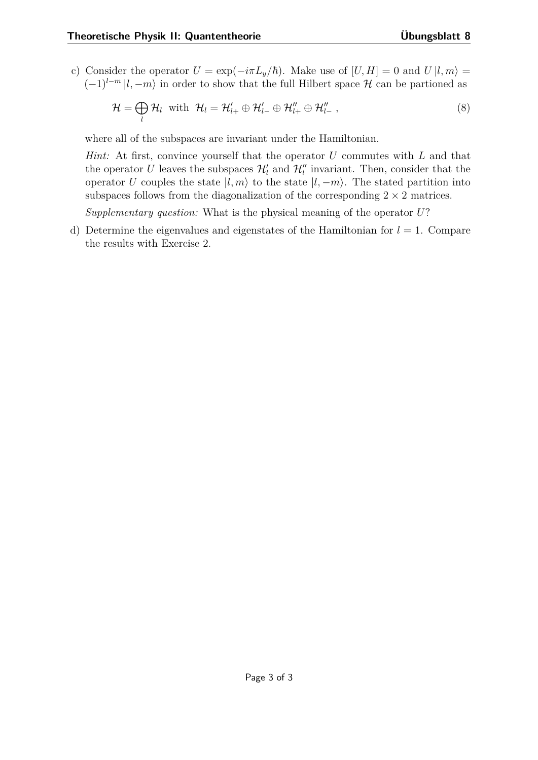c) Consider the operator $U = \exp(-i\pi L_y/\hbar)$. Make use of $[U, H] = 0$ and $U\,|l, m\rangle = (-1)^{l-m}\,|l, -m\rangle$ in order to show that the full Hilbert space $\mathcal{H}$ can be partioned as

$$\mathcal{H} = \bigoplus_l \mathcal{H}_l \;\text{ with }\; \mathcal{H}_l = \mathcal{H}'_{l+} \oplus \mathcal{H}'_{l-} \oplus \mathcal{H}''_{l+} \oplus \mathcal{H}''_{l-}\,, \tag{8}$$

where all of the subspaces are invariant under the Hamiltonian.

*Hint:* At first, convince yourself that the operator $U$ commutes with $L$ and that the operator $U$ leaves the subspaces $\mathcal{H}'_l$ and $\mathcal{H}''_l$ invariant. Then, consider that the operator $U$ couples the state $|l, m\rangle$ to the state $|l, -m\rangle$. The stated partition into subspaces follows from the diagonalization of the corresponding $2 \times 2$ matrices.

*Supplementary question:* What is the physical meaning of the operator $U$?

d) Determine the eigenvalues and eigenstates of the Hamiltonian for $l = 1$. Compare the results with Exercise 2.